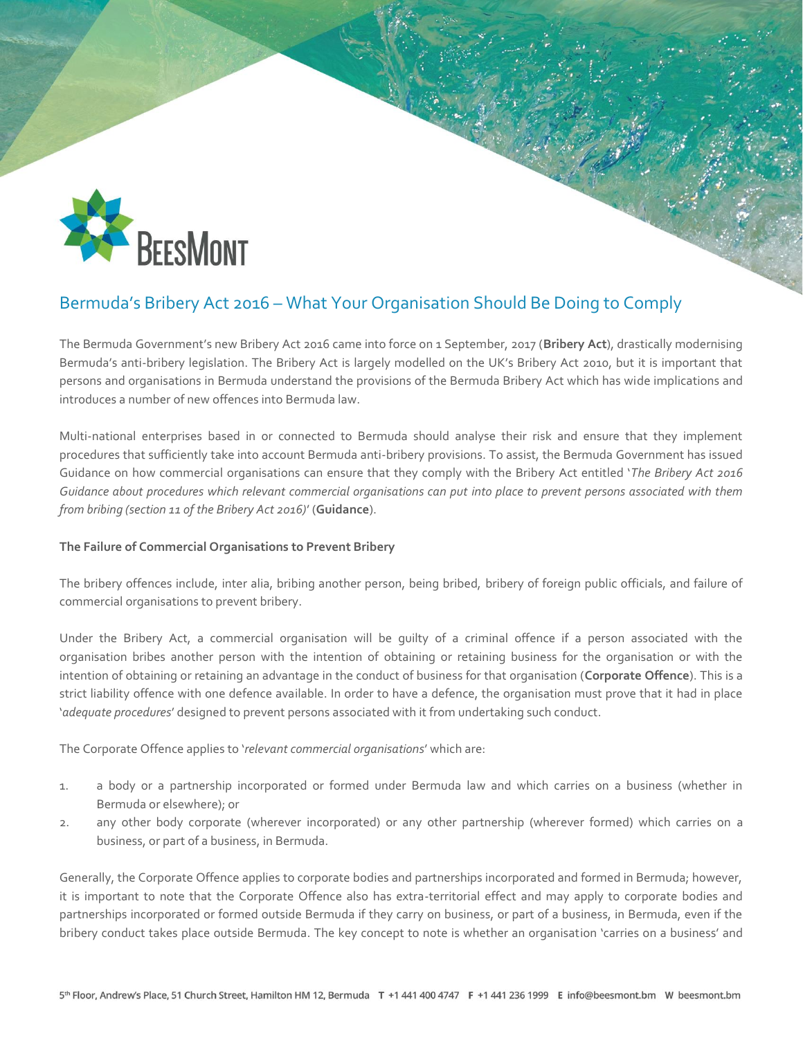# Bermuda's Bribery Act 2016 – What Your Organisation Should Be Doing to Comply

The Bermuda Government's new Bribery Act 2016 came into force on 1 September, 2017 (**Bribery Act**), drastically modernising Bermuda's anti-bribery legislation. The Bribery Act is largely modelled on the UK's Bribery Act 2010, but it is important that persons and organisations in Bermuda understand the provisions of the Bermuda Bribery Act which has wide implications and introduces a number of new offences into Bermuda law.

Multi-national enterprises based in or connected to Bermuda should analyse their risk and ensure that they implement procedures that sufficiently take into account Bermuda anti-bribery provisions. To assist, the Bermuda Government has issued Guidance on how commercial organisations can ensure that they comply with the Bribery Act entitled '*The Bribery Act 2016 Guidance about procedures which relevant commercial organisations can put into place to prevent persons associated with them from bribing (section 11 of the Bribery Act 2016)*' (**Guidance**).

**The Failure of Commercial Organisations to Prevent Bribery**

The bribery offences include, inter alia, bribing another person, being bribed, bribery of foreign public officials, and failure of commercial organisations to prevent bribery.

Under the Bribery Act, a commercial organisation will be guilty of a criminal offence if a person associated with the organisation bribes another person with the intention of obtaining or retaining business for the organisation or with the intention of obtaining or retaining an advantage in the conduct of business for that organisation (**Corporate Offence**). This is a strict liability offence with one defence available. In order to have a defence, the organisation must prove that it had in place '*adequate procedures*' designed to prevent persons associated with it from undertaking such conduct.

The Corporate Offence applies to '*relevant commercial organisations*' which are:

1. a body or a partnership incorporated or formed under Bermuda law and which carries on a business (whether in Bermuda or elsewhere); or
2. any other body corporate (wherever incorporated) or any other partnership (wherever formed) which carries on a business, or part of a business, in Bermuda.

Generally, the Corporate Offence applies to corporate bodies and partnerships incorporated and formed in Bermuda; however, it is important to note that the Corporate Offence also has extra-territorial effect and may apply to corporate bodies and partnerships incorporated or formed outside Bermuda if they carry on business, or part of a business, in Bermuda, even if the bribery conduct takes place outside Bermuda. The key concept to note is whether an organisation 'carries on a business' and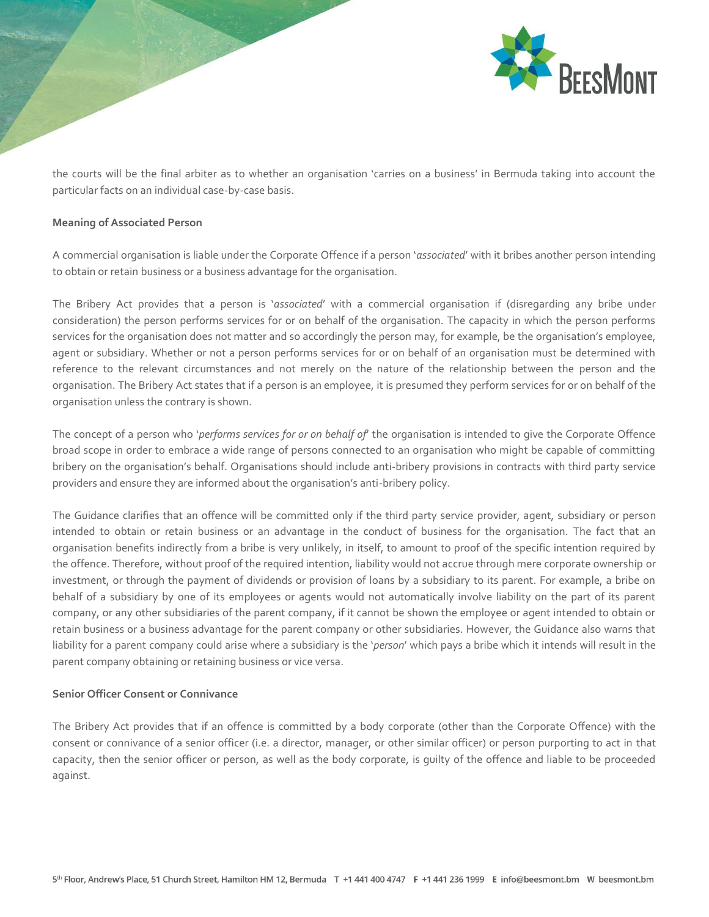the courts will be the final arbiter as to whether an organisation 'carries on a business' in Bermuda taking into account the particular facts on an individual case-by-case basis.

**Meaning of Associated Person**

A commercial organisation is liable under the Corporate Offence if a person '*associated*' with it bribes another person intending to obtain or retain business or a business advantage for the organisation.

The Bribery Act provides that a person is '*associated*' with a commercial organisation if (disregarding any bribe under consideration) the person performs services for or on behalf of the organisation. The capacity in which the person performs services for the organisation does not matter and so accordingly the person may, for example, be the organisation's employee, agent or subsidiary. Whether or not a person performs services for or on behalf of an organisation must be determined with reference to the relevant circumstances and not merely on the nature of the relationship between the person and the organisation. The Bribery Act states that if a person is an employee, it is presumed they perform services for or on behalf of the organisation unless the contrary is shown.

The concept of a person who '*performs services for or on behalf of*' the organisation is intended to give the Corporate Offence broad scope in order to embrace a wide range of persons connected to an organisation who might be capable of committing bribery on the organisation's behalf. Organisations should include anti-bribery provisions in contracts with third party service providers and ensure they are informed about the organisation's anti-bribery policy.

The Guidance clarifies that an offence will be committed only if the third party service provider, agent, subsidiary or person intended to obtain or retain business or an advantage in the conduct of business for the organisation. The fact that an organisation benefits indirectly from a bribe is very unlikely, in itself, to amount to proof of the specific intention required by the offence. Therefore, without proof of the required intention, liability would not accrue through mere corporate ownership or investment, or through the payment of dividends or provision of loans by a subsidiary to its parent. For example, a bribe on behalf of a subsidiary by one of its employees or agents would not automatically involve liability on the part of its parent company, or any other subsidiaries of the parent company, if it cannot be shown the employee or agent intended to obtain or retain business or a business advantage for the parent company or other subsidiaries. However, the Guidance also warns that liability for a parent company could arise where a subsidiary is the '*person*' which pays a bribe which it intends will result in the parent company obtaining or retaining business or vice versa.

**Senior Officer Consent or Connivance**

The Bribery Act provides that if an offence is committed by a body corporate (other than the Corporate Offence) with the consent or connivance of a senior officer (i.e. a director, manager, or other similar officer) or person purporting to act in that capacity, then the senior officer or person, as well as the body corporate, is guilty of the offence and liable to be proceeded against.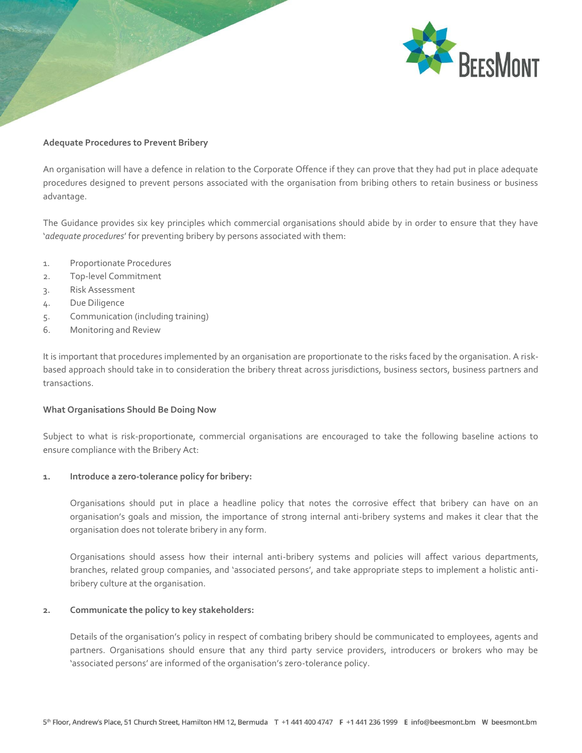**Adequate Procedures to Prevent Bribery**

An organisation will have a defence in relation to the Corporate Offence if they can prove that they had put in place adequate procedures designed to prevent persons associated with the organisation from bribing others to retain business or business advantage.

The Guidance provides six key principles which commercial organisations should abide by in order to ensure that they have '*adequate procedures*' for preventing bribery by persons associated with them:

1. Proportionate Procedures
2. Top-level Commitment
3. Risk Assessment
4. Due Diligence
5. Communication (including training)
6. Monitoring and Review

It is important that procedures implemented by an organisation are proportionate to the risks faced by the organisation. A risk-based approach should take in to consideration the bribery threat across jurisdictions, business sectors, business partners and transactions.

**What Organisations Should Be Doing Now**

Subject to what is risk-proportionate, commercial organisations are encouraged to take the following baseline actions to ensure compliance with the Bribery Act:

1. **Introduce a zero-tolerance policy for bribery:**

   Organisations should put in place a headline policy that notes the corrosive effect that bribery can have on an organisation's goals and mission, the importance of strong internal anti-bribery systems and makes it clear that the organisation does not tolerate bribery in any form.

   Organisations should assess how their internal anti-bribery systems and policies will affect various departments, branches, related group companies, and 'associated persons', and take appropriate steps to implement a holistic anti-bribery culture at the organisation.

2. **Communicate the policy to key stakeholders:**

   Details of the organisation's policy in respect of combating bribery should be communicated to employees, agents and partners. Organisations should ensure that any third party service providers, introducers or brokers who may be 'associated persons' are informed of the organisation's zero-tolerance policy.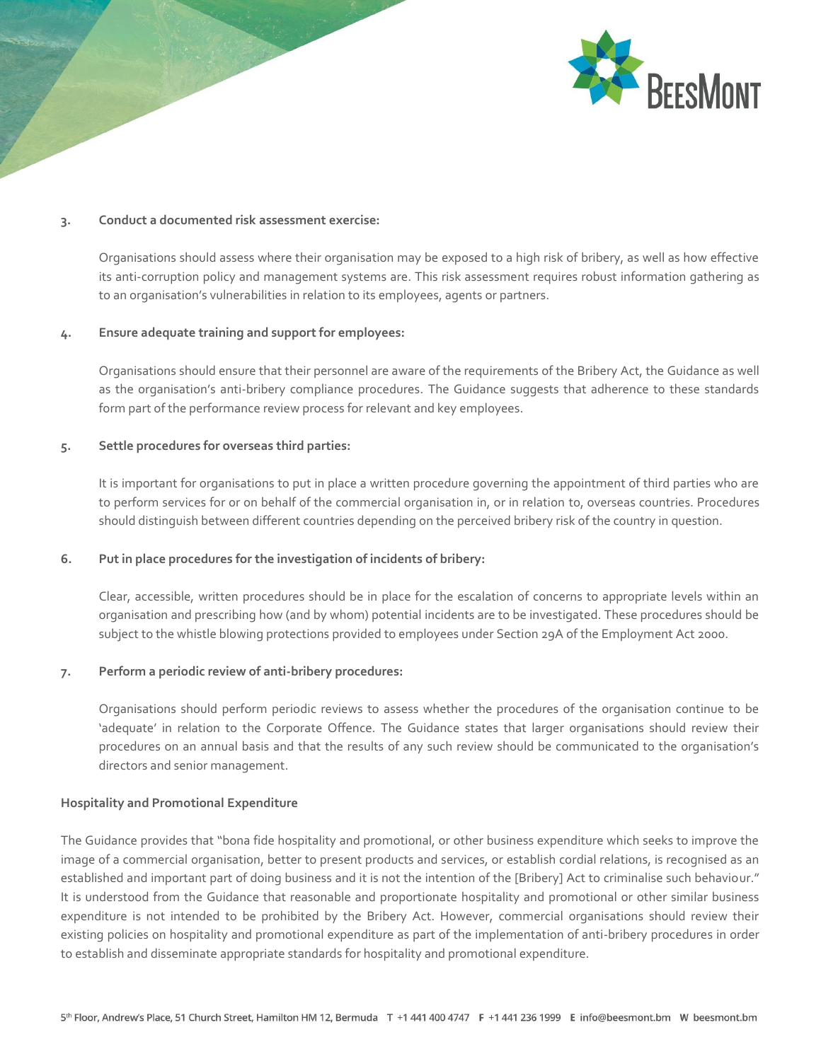3. **Conduct a documented risk assessment exercise:**

   Organisations should assess where their organisation may be exposed to a high risk of bribery, as well as how effective its anti-corruption policy and management systems are. This risk assessment requires robust information gathering as to an organisation's vulnerabilities in relation to its employees, agents or partners.

4. **Ensure adequate training and support for employees:**

   Organisations should ensure that their personnel are aware of the requirements of the Bribery Act, the Guidance as well as the organisation's anti-bribery compliance procedures. The Guidance suggests that adherence to these standards form part of the performance review process for relevant and key employees.

5. **Settle procedures for overseas third parties:**

   It is important for organisations to put in place a written procedure governing the appointment of third parties who are to perform services for or on behalf of the commercial organisation in, or in relation to, overseas countries. Procedures should distinguish between different countries depending on the perceived bribery risk of the country in question.

6. **Put in place procedures for the investigation of incidents of bribery:**

   Clear, accessible, written procedures should be in place for the escalation of concerns to appropriate levels within an organisation and prescribing how (and by whom) potential incidents are to be investigated. These procedures should be subject to the whistle blowing protections provided to employees under Section 29A of the Employment Act 2000.

7. **Perform a periodic review of anti-bribery procedures:**

   Organisations should perform periodic reviews to assess whether the procedures of the organisation continue to be 'adequate' in relation to the Corporate Offence. The Guidance states that larger organisations should review their procedures on an annual basis and that the results of any such review should be communicated to the organisation's directors and senior management.

**Hospitality and Promotional Expenditure**

The Guidance provides that "bona fide hospitality and promotional, or other business expenditure which seeks to improve the image of a commercial organisation, better to present products and services, or establish cordial relations, is recognised as an established and important part of doing business and it is not the intention of the [Bribery] Act to criminalise such behaviour." It is understood from the Guidance that reasonable and proportionate hospitality and promotional or other similar business expenditure is not intended to be prohibited by the Bribery Act. However, commercial organisations should review their existing policies on hospitality and promotional expenditure as part of the implementation of anti-bribery procedures in order to establish and disseminate appropriate standards for hospitality and promotional expenditure.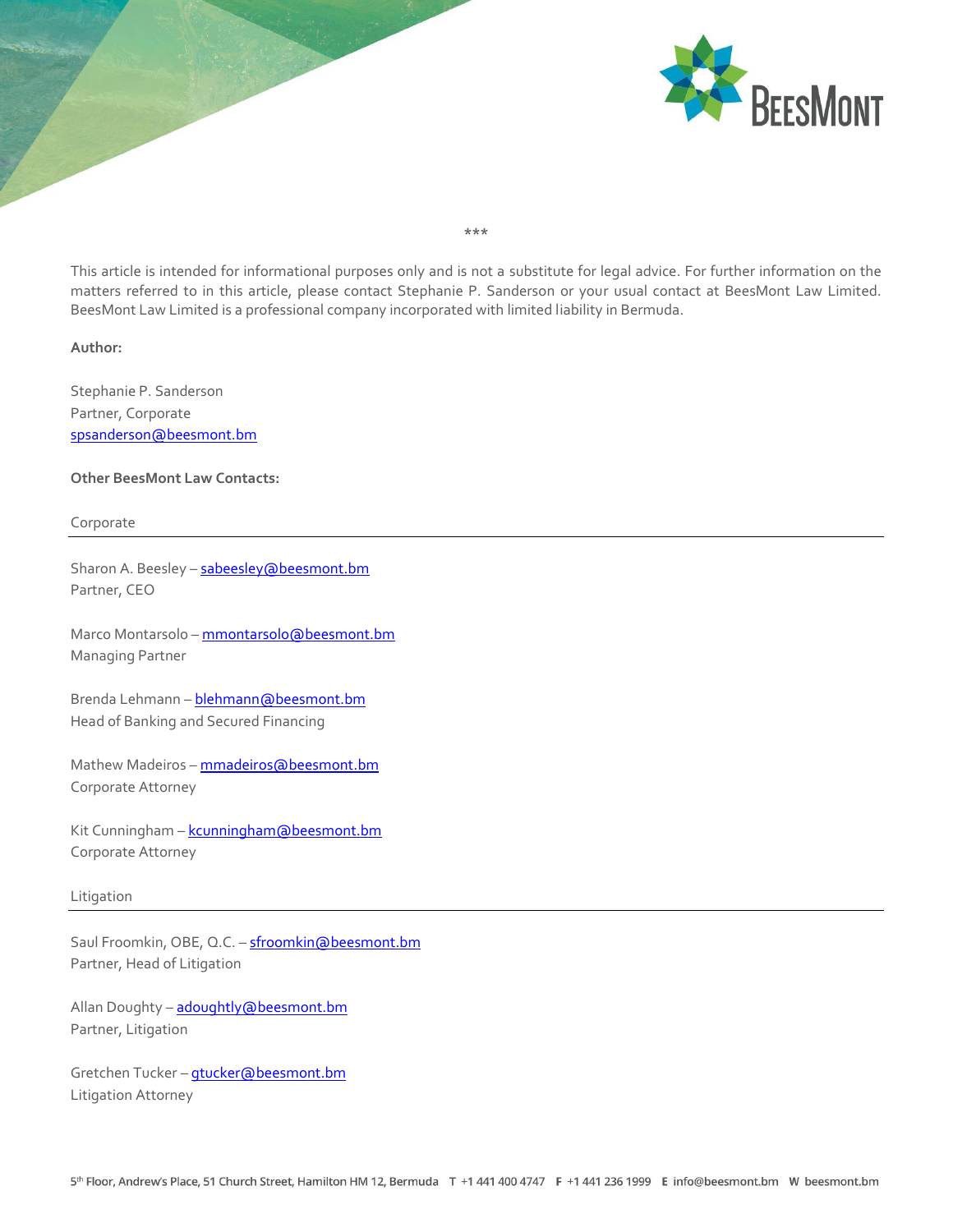\*\*\*

This article is intended for informational purposes only and is not a substitute for legal advice. For further information on the matters referred to in this article, please contact Stephanie P. Sanderson or your usual contact at BeesMont Law Limited. BeesMont Law Limited is a professional company incorporated with limited liability in Bermuda.

**Author:**

Stephanie P. Sanderson
Partner, Corporate
spsanderson@beesmont.bm

**Other BeesMont Law Contacts:**

Corporate

---

Sharon A. Beesley – sabeesley@beesmont.bm
Partner, CEO

Marco Montarsolo – mmontarsolo@beesmont.bm
Managing Partner

Brenda Lehmann – blehmann@beesmont.bm
Head of Banking and Secured Financing

Mathew Madeiros – mmadeiros@beesmont.bm
Corporate Attorney

Kit Cunningham – kcunningham@beesmont.bm
Corporate Attorney

Litigation

---

Saul Froomkin, OBE, Q.C. – sfroomkin@beesmont.bm
Partner, Head of Litigation

Allan Doughty – adoughtly@beesmont.bm
Partner, Litigation

Gretchen Tucker – gtucker@beesmont.bm
Litigation Attorney